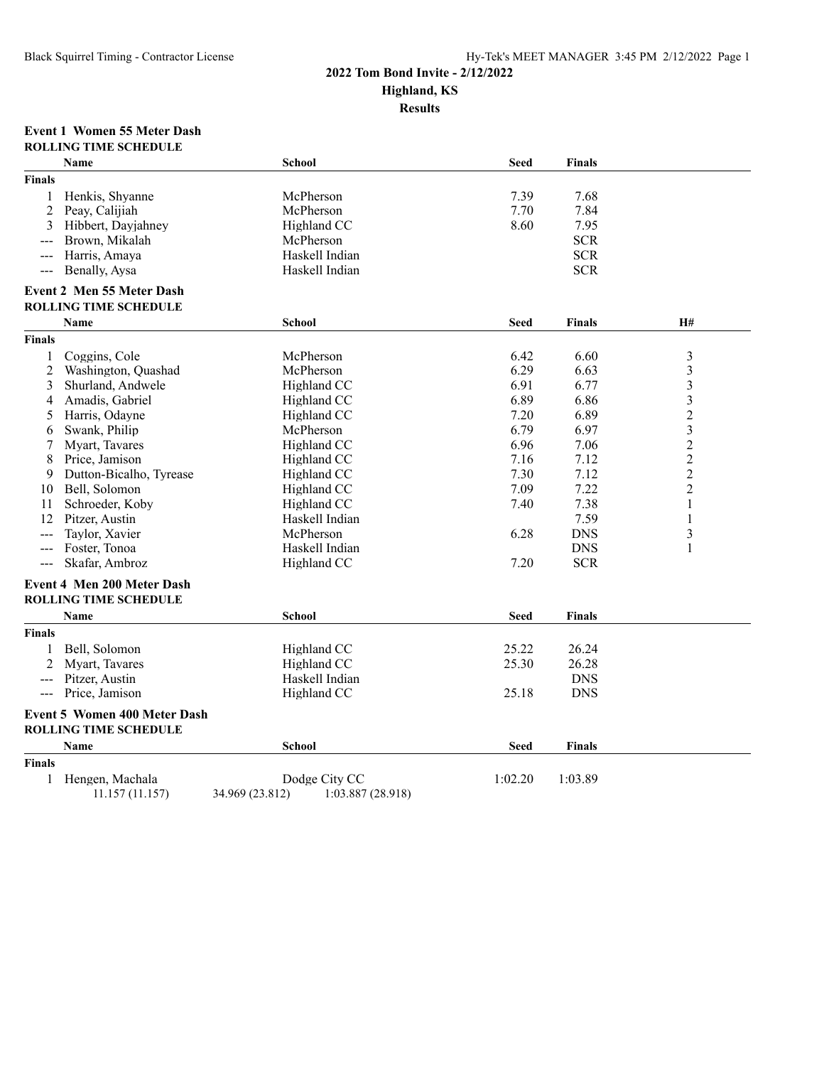# 2022 Tom Bond Invite - 2/12/2022

## Highland, KS

## Results

### Event 1 Women 55 Meter Dash

**ROLLING TIME SCHEDULE**

| | Name | School | Seed | Finals |
|---|---|---|---|---|
| **Finals** | | | | |
| 1 | Henkis, Shyanne | McPherson | 7.39 | 7.68 |
| 2 | Peay, Calijiah | McPherson | 7.70 | 7.84 |
| 3 | Hibbert, Dayjahney | Highland CC | 8.60 | 7.95 |
| --- | Brown, Mikalah | McPherson | | SCR |
| --- | Harris, Amaya | Haskell Indian | | SCR |
| --- | Benally, Aysa | Haskell Indian | | SCR |

### Event 2 Men 55 Meter Dash

**ROLLING TIME SCHEDULE**

| | Name | School | Seed | Finals | H# |
|---|---|---|---|---|---|
| **Finals** | | | | | |
| 1 | Coggins, Cole | McPherson | 6.42 | 6.60 | 3 |
| 2 | Washington, Quashad | McPherson | 6.29 | 6.63 | 3 |
| 3 | Shurland, Andwele | Highland CC | 6.91 | 6.77 | 3 |
| 4 | Amadis, Gabriel | Highland CC | 6.89 | 6.86 | 3 |
| 5 | Harris, Odayne | Highland CC | 7.20 | 6.89 | 2 |
| 6 | Swank, Philip | McPherson | 6.79 | 6.97 | 3 |
| 7 | Myart, Tavares | Highland CC | 6.96 | 7.06 | 2 |
| 8 | Price, Jamison | Highland CC | 7.16 | 7.12 | 2 |
| 9 | Dutton-Bicalho, Tyrease | Highland CC | 7.30 | 7.12 | 2 |
| 10 | Bell, Solomon | Highland CC | 7.09 | 7.22 | 2 |
| 11 | Schroeder, Koby | Highland CC | 7.40 | 7.38 | 1 |
| 12 | Pitzer, Austin | Haskell Indian | | 7.59 | 1 |
| --- | Taylor, Xavier | McPherson | 6.28 | DNS | 3 |
| --- | Foster, Tonoa | Haskell Indian | | DNS | 1 |
| --- | Skafar, Ambroz | Highland CC | 7.20 | SCR | |

### Event 4 Men 200 Meter Dash

**ROLLING TIME SCHEDULE**

| | Name | School | Seed | Finals |
|---|---|---|---|---|
| **Finals** | | | | |
| 1 | Bell, Solomon | Highland CC | 25.22 | 26.24 |
| 2 | Myart, Tavares | Highland CC | 25.30 | 26.28 |
| --- | Pitzer, Austin | Haskell Indian | | DNS |
| --- | Price, Jamison | Highland CC | 25.18 | DNS |

### Event 5 Women 400 Meter Dash

**ROLLING TIME SCHEDULE**

| | Name | School | Seed | Finals |
|---|---|---|---|---|
| **Finals** | | | | |
| 1 | Hengen, Machala | Dodge City CC | 1:02.20 | 1:03.89 |
| | 11.157 (11.157) | 34.969 (23.812) 1:03.887 (28.918) | | |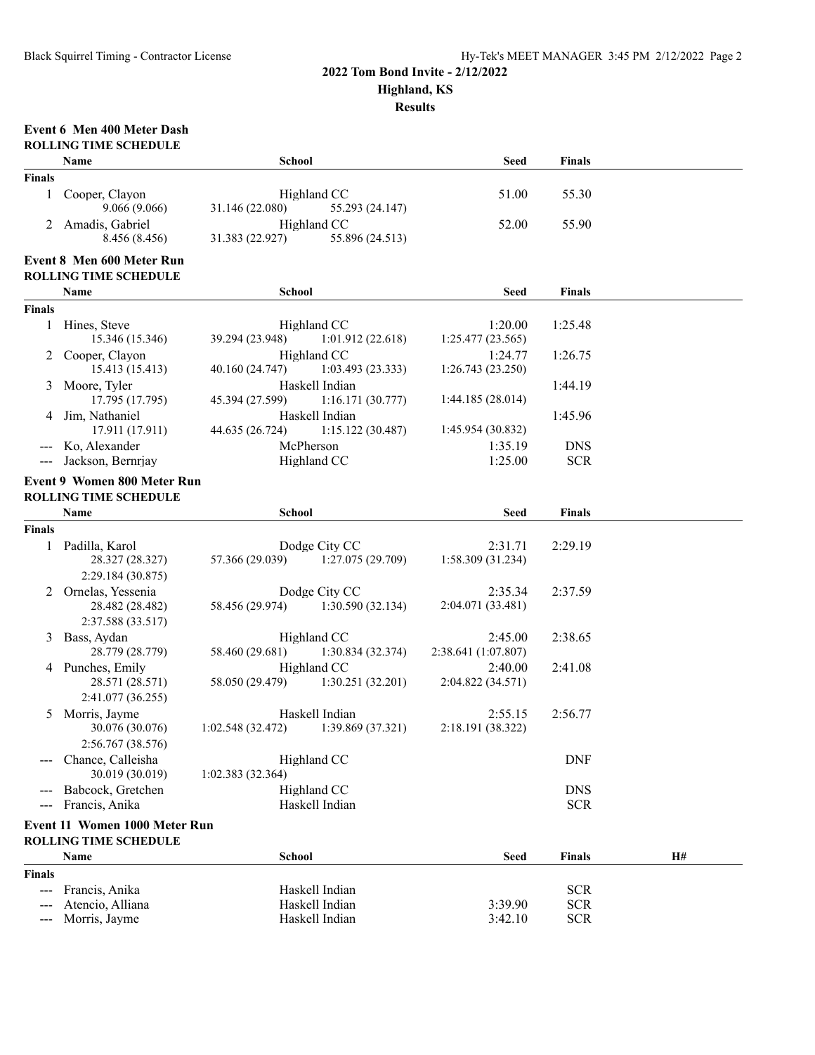## 2022 Tom Bond Invite - 2/12/2022
## Highland, KS
## Results

### Event 6 Men 400 Meter Dash

**ROLLING TIME SCHEDULE**

| | Name | School | Seed | Finals |
|---|---|---|---|---|
| **Finals** | | | | |
| 1 | Cooper, Clayon | Highland CC | 51.00 | 55.30 |
| | 9.066 (9.066) 31.146 (22.080) 55.293 (24.147) | | | |
| 2 | Amadis, Gabriel | Highland CC | 52.00 | 55.90 |
| | 8.456 (8.456) 31.383 (22.927) 55.896 (24.513) | | | |

### Event 8 Men 600 Meter Run

**ROLLING TIME SCHEDULE**

| | Name | School | Seed | Finals |
|---|---|---|---|---|
| **Finals** | | | | |
| 1 | Hines, Steve | Highland CC | 1:20.00 | 1:25.48 |
| | 15.346 (15.346) 39.294 (23.948) 1:01.912 (22.618) 1:25.477 (23.565) | | | |
| 2 | Cooper, Clayon | Highland CC | 1:24.77 | 1:26.75 |
| | 15.413 (15.413) 40.160 (24.747) 1:03.493 (23.333) 1:26.743 (23.250) | | | |
| 3 | Moore, Tyler | Haskell Indian | | 1:44.19 |
| | 17.795 (17.795) 45.394 (27.599) 1:16.171 (30.777) 1:44.185 (28.014) | | | |
| 4 | Jim, Nathaniel | Haskell Indian | | 1:45.96 |
| | 17.911 (17.911) 44.635 (26.724) 1:15.122 (30.487) 1:45.954 (30.832) | | | |
| --- | Ko, Alexander | McPherson | 1:35.19 | DNS |
| --- | Jackson, Bernrjay | Highland CC | 1:25.00 | SCR |

### Event 9 Women 800 Meter Run

**ROLLING TIME SCHEDULE**

| | Name | School | Seed | Finals |
|---|---|---|---|---|
| **Finals** | | | | |
| 1 | Padilla, Karol | Dodge City CC | 2:31.71 | 2:29.19 |
| | 28.327 (28.327) 57.366 (29.039) 1:27.075 (29.709) 1:58.309 (31.234) 2:29.184 (30.875) | | | |
| 2 | Ornelas, Yessenia | Dodge City CC | 2:35.34 | 2:37.59 |
| | 28.482 (28.482) 58.456 (29.974) 1:30.590 (32.134) 2:04.071 (33.481) 2:37.588 (33.517) | | | |
| 3 | Bass, Aydan | Highland CC | 2:45.00 | 2:38.65 |
| | 28.779 (28.779) 58.460 (29.681) 1:30.834 (32.374) 2:38.641 (1:07.807) | | | |
| 4 | Punches, Emily | Highland CC | 2:40.00 | 2:41.08 |
| | 28.571 (28.571) 58.050 (29.479) 1:30.251 (32.201) 2:04.822 (34.571) 2:41.077 (36.255) | | | |
| 5 | Morris, Jayme | Haskell Indian | 2:55.15 | 2:56.77 |
| | 30.076 (30.076) 1:02.548 (32.472) 1:39.869 (37.321) 2:18.191 (38.322) 2:56.767 (38.576) | | | |
| --- | Chance, Calleisha | Highland CC | | DNF |
| | 30.019 (30.019) 1:02.383 (32.364) | | | |
| --- | Babcock, Gretchen | Highland CC | | DNS |
| --- | Francis, Anika | Haskell Indian | | SCR |

### Event 11 Women 1000 Meter Run

**ROLLING TIME SCHEDULE**

| | Name | School | Seed | Finals | H# |
|---|---|---|---|---|---|
| **Finals** | | | | | |
| --- | Francis, Anika | Haskell Indian | | SCR | |
| --- | Atencio, Alliana | Haskell Indian | 3:39.90 | SCR | |
| --- | Morris, Jayme | Haskell Indian | 3:42.10 | SCR | |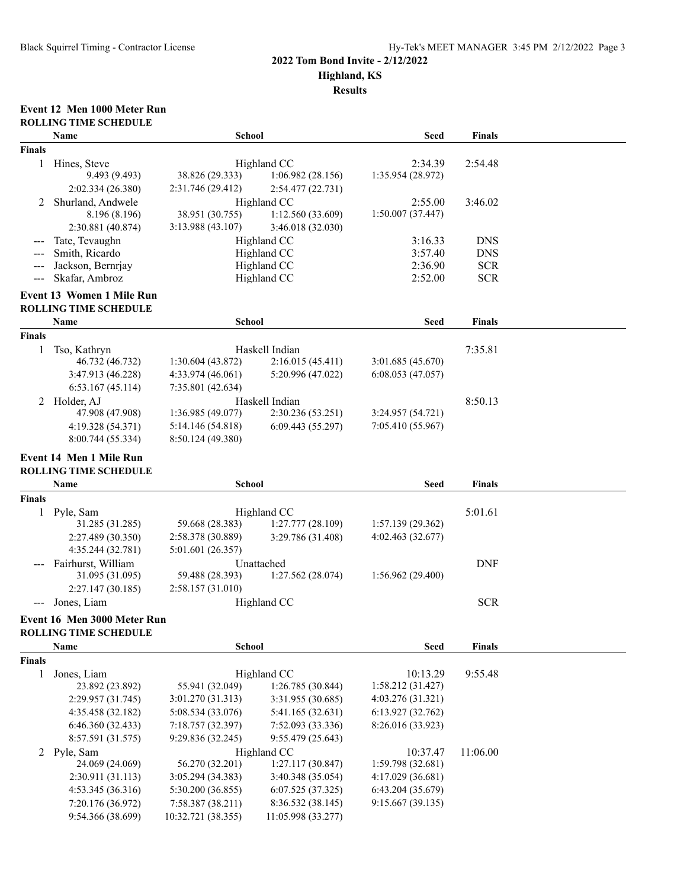**2022 Tom Bond Invite - 2/12/2022**
**Highland, KS**
**Results**

### Event 12 Men 1000 Meter Run

**ROLLING TIME SCHEDULE**

| | Name | School | Seed | Finals |
|---|---|---|---|---|
| **Finals** | | | | |
| 1 | Hines, Steve | Highland CC | 2:34.39 | 2:54.48 |
| | 9.493 (9.493) 38.826 (29.333) 1:06.982 (28.156) 1:35.954 (28.972) | | | |
| | 2:02.334 (26.380) 2:31.746 (29.412) 2:54.477 (22.731) | | | |
| 2 | Shurland, Andwele | Highland CC | 2:55.00 | 3:46.02 |
| | 8.196 (8.196) 38.951 (30.755) 1:12.560 (33.609) 1:50.007 (37.447) | | | |
| | 2:30.881 (40.874) 3:13.988 (43.107) 3:46.018 (32.030) | | | |
| --- | Tate, Tevaughn | Highland CC | 3:16.33 | DNS |
| --- | Smith, Ricardo | Highland CC | 3:57.40 | DNS |
| --- | Jackson, Bernrjay | Highland CC | 2:36.90 | SCR |
| --- | Skafar, Ambroz | Highland CC | 2:52.00 | SCR |

### Event 13 Women 1 Mile Run

**ROLLING TIME SCHEDULE**

| | Name | School | Seed | Finals |
|---|---|---|---|---|
| **Finals** | | | | |
| 1 | Tso, Kathryn | Haskell Indian | | 7:35.81 |
| | 46.732 (46.732) 1:30.604 (43.872) 2:16.015 (45.411) 3:01.685 (45.670) | | | |
| | 3:47.913 (46.228) 4:33.974 (46.061) 5:20.996 (47.022) 6:08.053 (47.057) | | | |
| | 6:53.167 (45.114) 7:35.801 (42.634) | | | |
| 2 | Holder, AJ | Haskell Indian | | 8:50.13 |
| | 47.908 (47.908) 1:36.985 (49.077) 2:30.236 (53.251) 3:24.957 (54.721) | | | |
| | 4:19.328 (54.371) 5:14.146 (54.818) 6:09.443 (55.297) 7:05.410 (55.967) | | | |
| | 8:00.744 (55.334) 8:50.124 (49.380) | | | |

### Event 14 Men 1 Mile Run

**ROLLING TIME SCHEDULE**

| | Name | School | Seed | Finals |
|---|---|---|---|---|
| **Finals** | | | | |
| 1 | Pyle, Sam | Highland CC | | 5:01.61 |
| | 31.285 (31.285) 59.668 (28.383) 1:27.777 (28.109) 1:57.139 (29.362) | | | |
| | 2:27.489 (30.350) 2:58.378 (30.889) 3:29.786 (31.408) 4:02.463 (32.677) | | | |
| | 4:35.244 (32.781) 5:01.601 (26.357) | | | |
| --- | Fairhurst, William | Unattached | | DNF |
| | 31.095 (31.095) 59.488 (28.393) 1:27.562 (28.074) 1:56.962 (29.400) | | | |
| | 2:27.147 (30.185) 2:58.157 (31.010) | | | |
| --- | Jones, Liam | Highland CC | | SCR |

### Event 16 Men 3000 Meter Run

**ROLLING TIME SCHEDULE**

| | Name | School | Seed | Finals |
|---|---|---|---|---|
| **Finals** | | | | |
| 1 | Jones, Liam | Highland CC | 10:13.29 | 9:55.48 |
| | 23.892 (23.892) 55.941 (32.049) 1:26.785 (30.844) 1:58.212 (31.427) | | | |
| | 2:29.957 (31.745) 3:01.270 (31.313) 3:31.955 (30.685) 4:03.276 (31.321) | | | |
| | 4:35.458 (32.182) 5:08.534 (33.076) 5:41.165 (32.631) 6:13.927 (32.762) | | | |
| | 6:46.360 (32.433) 7:18.757 (32.397) 7:52.093 (33.336) 8:26.016 (33.923) | | | |
| | 8:57.591 (31.575) 9:29.836 (32.245) 9:55.479 (25.643) | | | |
| 2 | Pyle, Sam | Highland CC | 10:37.47 | 11:06.00 |
| | 24.069 (24.069) 56.270 (32.201) 1:27.117 (30.847) 1:59.798 (32.681) | | | |
| | 2:30.911 (31.113) 3:05.294 (34.383) 3:40.348 (35.054) 4:17.029 (36.681) | | | |
| | 4:53.345 (36.316) 5:30.200 (36.855) 6:07.525 (37.325) 6:43.204 (35.679) | | | |
| | 7:20.176 (36.972) 7:58.387 (38.211) 8:36.532 (38.145) 9:15.667 (39.135) | | | |
| | 9:54.366 (38.699) 10:32.721 (38.355) 11:05.998 (33.277) | | | |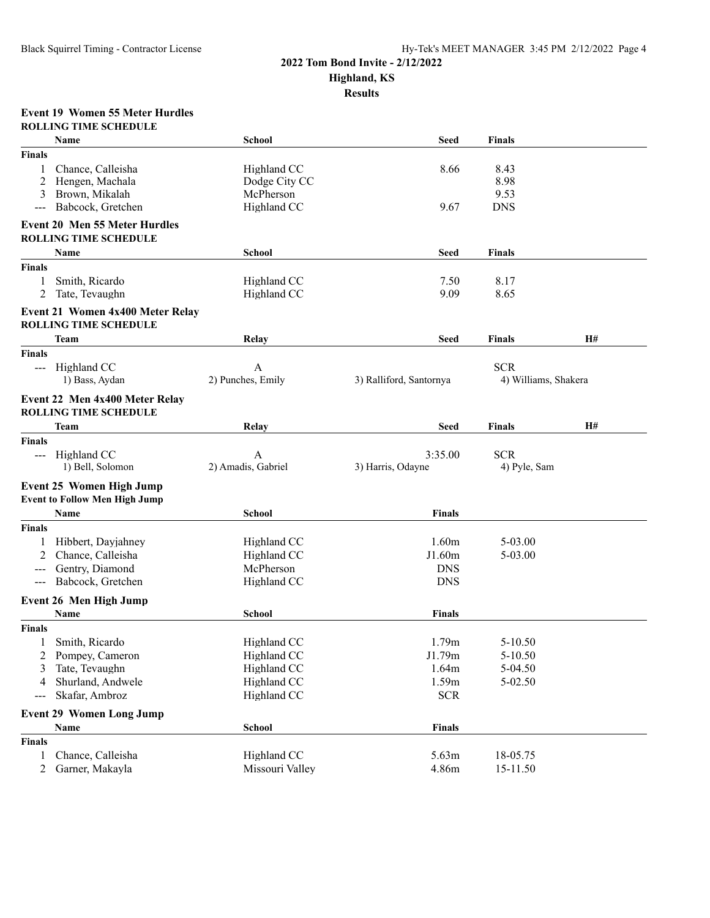# 2022 Tom Bond Invite - 2/12/2022

## Highland, KS

## Results

### Event 19 Women 55 Meter Hurdles

**ROLLING TIME SCHEDULE**

| | Name | School | Seed | Finals |
|---|---|---|---|---|
| **Finals** | | | | |
| 1 | Chance, Calleisha | Highland CC | 8.66 | 8.43 |
| 2 | Hengen, Machala | Dodge City CC | | 8.98 |
| 3 | Brown, Mikalah | McPherson | | 9.53 |
| --- | Babcock, Gretchen | Highland CC | 9.67 | DNS |

### Event 20 Men 55 Meter Hurdles

**ROLLING TIME SCHEDULE**

| | Name | School | Seed | Finals |
|---|---|---|---|---|
| **Finals** | | | | |
| 1 | Smith, Ricardo | Highland CC | 7.50 | 8.17 |
| 2 | Tate, Tevaughn | Highland CC | 9.09 | 8.65 |

### Event 21 Women 4x400 Meter Relay

**ROLLING TIME SCHEDULE**

| | Team | Relay | Seed | Finals | H# |
|---|---|---|---|---|---|
| **Finals** | | | | | |
| --- | Highland CC | A | | SCR | |
| | 1) Bass, Aydan | 2) Punches, Emily | 3) Ralliford, Santornya | 4) Williams, Shakera | |

### Event 22 Men 4x400 Meter Relay

**ROLLING TIME SCHEDULE**

| | Team | Relay | Seed | Finals | H# |
|---|---|---|---|---|---|
| **Finals** | | | | | |
| --- | Highland CC | A | 3:35.00 | SCR | |
| | 1) Bell, Solomon | 2) Amadis, Gabriel | 3) Harris, Odayne | 4) Pyle, Sam | |

### Event 25 Women High Jump

**Event to Follow Men High Jump**

| | Name | School | Finals | |
|---|---|---|---|---|
| **Finals** | | | | |
| 1 | Hibbert, Dayjahney | Highland CC | 1.60m | 5-03.00 |
| 2 | Chance, Calleisha | Highland CC | J1.60m | 5-03.00 |
| --- | Gentry, Diamond | McPherson | DNS | |
| --- | Babcock, Gretchen | Highland CC | DNS | |

### Event 26 Men High Jump

| | Name | School | Finals | |
|---|---|---|---|---|
| **Finals** | | | | |
| 1 | Smith, Ricardo | Highland CC | 1.79m | 5-10.50 |
| 2 | Pompey, Cameron | Highland CC | J1.79m | 5-10.50 |
| 3 | Tate, Tevaughn | Highland CC | 1.64m | 5-04.50 |
| 4 | Shurland, Andwele | Highland CC | 1.59m | 5-02.50 |
| --- | Skafar, Ambroz | Highland CC | SCR | |

### Event 29 Women Long Jump

| | Name | School | Finals | |
|---|---|---|---|---|
| **Finals** | | | | |
| 1 | Chance, Calleisha | Highland CC | 5.63m | 18-05.75 |
| 2 | Garner, Makayla | Missouri Valley | 4.86m | 15-11.50 |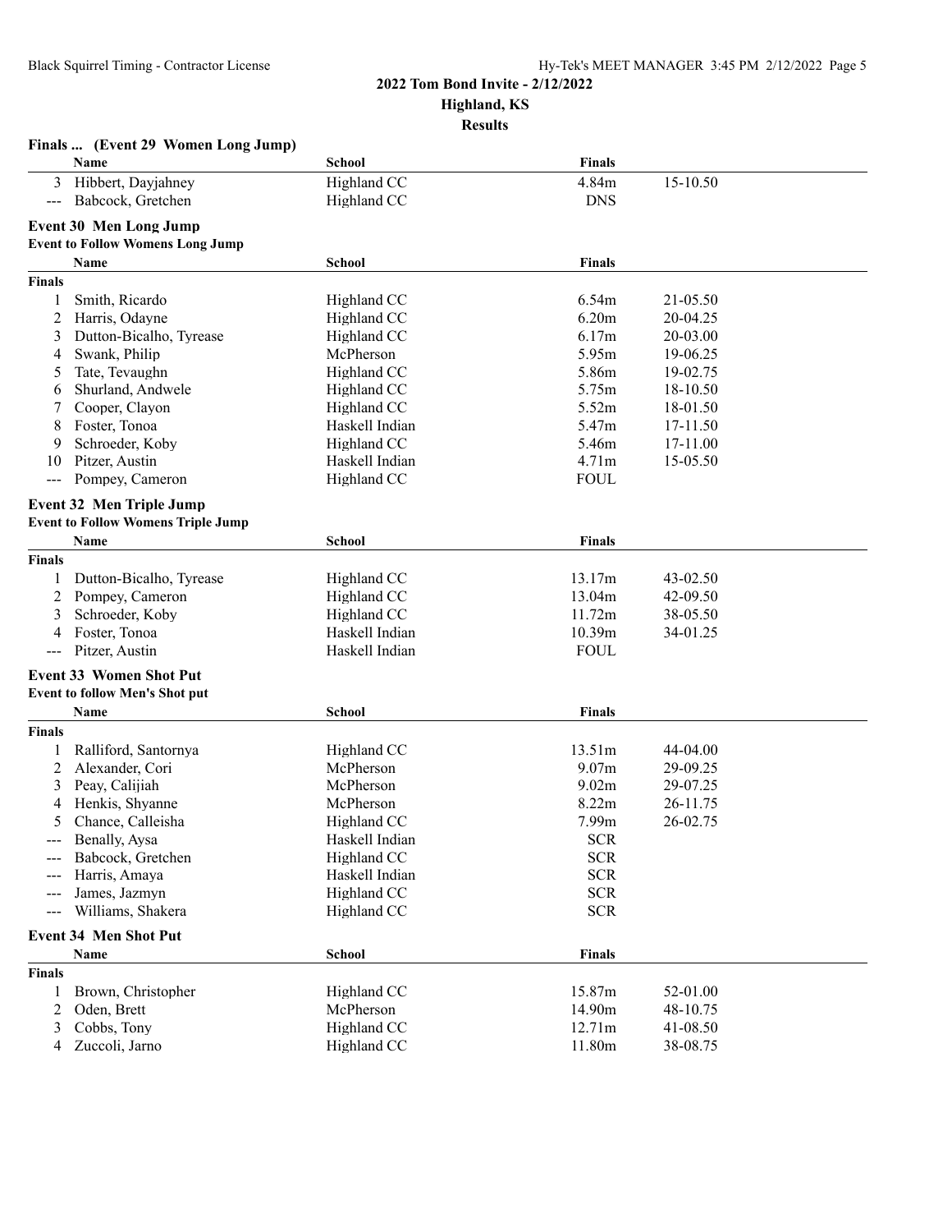## 2022 Tom Bond Invite - 2/12/2022
### Highland, KS
### Results

**Finals ... (Event 29 Women Long Jump)**

| | Name | School | Finals | |
|---|---|---|---|---|
| 3 | Hibbert, Dayjahney | Highland CC | 4.84m | 15-10.50 |
| --- | Babcock, Gretchen | Highland CC | DNS | |

### Event 30 Men Long Jump
**Event to Follow Womens Long Jump**

| | Name | School | Finals | |
|---|---|---|---|---|
| **Finals** | | | | |
| 1 | Smith, Ricardo | Highland CC | 6.54m | 21-05.50 |
| 2 | Harris, Odayne | Highland CC | 6.20m | 20-04.25 |
| 3 | Dutton-Bicalho, Tyrease | Highland CC | 6.17m | 20-03.00 |
| 4 | Swank, Philip | McPherson | 5.95m | 19-06.25 |
| 5 | Tate, Tevaughn | Highland CC | 5.86m | 19-02.75 |
| 6 | Shurland, Andwele | Highland CC | 5.75m | 18-10.50 |
| 7 | Cooper, Clayon | Highland CC | 5.52m | 18-01.50 |
| 8 | Foster, Tonoa | Haskell Indian | 5.47m | 17-11.50 |
| 9 | Schroeder, Koby | Highland CC | 5.46m | 17-11.00 |
| 10 | Pitzer, Austin | Haskell Indian | 4.71m | 15-05.50 |
| --- | Pompey, Cameron | Highland CC | FOUL | |

### Event 32 Men Triple Jump
**Event to Follow Womens Triple Jump**

| | Name | School | Finals | |
|---|---|---|---|---|
| **Finals** | | | | |
| 1 | Dutton-Bicalho, Tyrease | Highland CC | 13.17m | 43-02.50 |
| 2 | Pompey, Cameron | Highland CC | 13.04m | 42-09.50 |
| 3 | Schroeder, Koby | Highland CC | 11.72m | 38-05.50 |
| 4 | Foster, Tonoa | Haskell Indian | 10.39m | 34-01.25 |
| --- | Pitzer, Austin | Haskell Indian | FOUL | |

### Event 33 Women Shot Put
**Event to follow Men's Shot put**

| | Name | School | Finals | |
|---|---|---|---|---|
| **Finals** | | | | |
| 1 | Ralliford, Santornya | Highland CC | 13.51m | 44-04.00 |
| 2 | Alexander, Cori | McPherson | 9.07m | 29-09.25 |
| 3 | Peay, Calijiah | McPherson | 9.02m | 29-07.25 |
| 4 | Henkis, Shyanne | McPherson | 8.22m | 26-11.75 |
| 5 | Chance, Calleisha | Highland CC | 7.99m | 26-02.75 |
| --- | Benally, Aysa | Haskell Indian | SCR | |
| --- | Babcock, Gretchen | Highland CC | SCR | |
| --- | Harris, Amaya | Haskell Indian | SCR | |
| --- | James, Jazmyn | Highland CC | SCR | |
| --- | Williams, Shakera | Highland CC | SCR | |

### Event 34 Men Shot Put

| | Name | School | Finals | |
|---|---|---|---|---|
| **Finals** | | | | |
| 1 | Brown, Christopher | Highland CC | 15.87m | 52-01.00 |
| 2 | Oden, Brett | McPherson | 14.90m | 48-10.75 |
| 3 | Cobbs, Tony | Highland CC | 12.71m | 41-08.50 |
| 4 | Zuccoli, Jarno | Highland CC | 11.80m | 38-08.75 |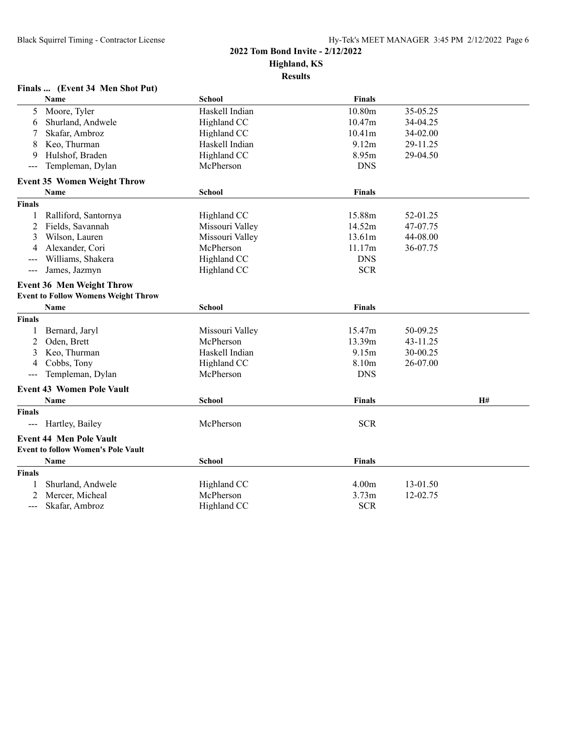**2022 Tom Bond Invite - 2/12/2022**
**Highland, KS**
**Results**

### Finals ... (Event 34 Men Shot Put)

| | Name | School | Finals | |
|---|---|---|---|---|
| 5 | Moore, Tyler | Haskell Indian | 10.80m | 35-05.25 |
| 6 | Shurland, Andwele | Highland CC | 10.47m | 34-04.25 |
| 7 | Skafar, Ambroz | Highland CC | 10.41m | 34-02.00 |
| 8 | Keo, Thurman | Haskell Indian | 9.12m | 29-11.25 |
| 9 | Hulshof, Braden | Highland CC | 8.95m | 29-04.50 |
| --- | Templeman, Dylan | McPherson | DNS | |

### Event 35 Women Weight Throw

| | Name | School | Finals | |
|---|---|---|---|---|
| **Finals** | | | | |
| 1 | Ralliford, Santornya | Highland CC | 15.88m | 52-01.25 |
| 2 | Fields, Savannah | Missouri Valley | 14.52m | 47-07.75 |
| 3 | Wilson, Lauren | Missouri Valley | 13.61m | 44-08.00 |
| 4 | Alexander, Cori | McPherson | 11.17m | 36-07.75 |
| --- | Williams, Shakera | Highland CC | DNS | |
| --- | James, Jazmyn | Highland CC | SCR | |

### Event 36 Men Weight Throw

**Event to Follow Womens Weight Throw**

| | Name | School | Finals | |
|---|---|---|---|---|
| **Finals** | | | | |
| 1 | Bernard, Jaryl | Missouri Valley | 15.47m | 50-09.25 |
| 2 | Oden, Brett | McPherson | 13.39m | 43-11.25 |
| 3 | Keo, Thurman | Haskell Indian | 9.15m | 30-00.25 |
| 4 | Cobbs, Tony | Highland CC | 8.10m | 26-07.00 |
| --- | Templeman, Dylan | McPherson | DNS | |

### Event 43 Women Pole Vault

| | Name | School | Finals | H# |
|---|---|---|---|---|
| **Finals** | | | | |
| --- | Hartley, Bailey | McPherson | SCR | |

### Event 44 Men Pole Vault

**Event to follow Women's Pole Vault**

| | Name | School | Finals | |
|---|---|---|---|---|
| **Finals** | | | | |
| 1 | Shurland, Andwele | Highland CC | 4.00m | 13-01.50 |
| 2 | Mercer, Micheal | McPherson | 3.73m | 12-02.75 |
| --- | Skafar, Ambroz | Highland CC | SCR | |